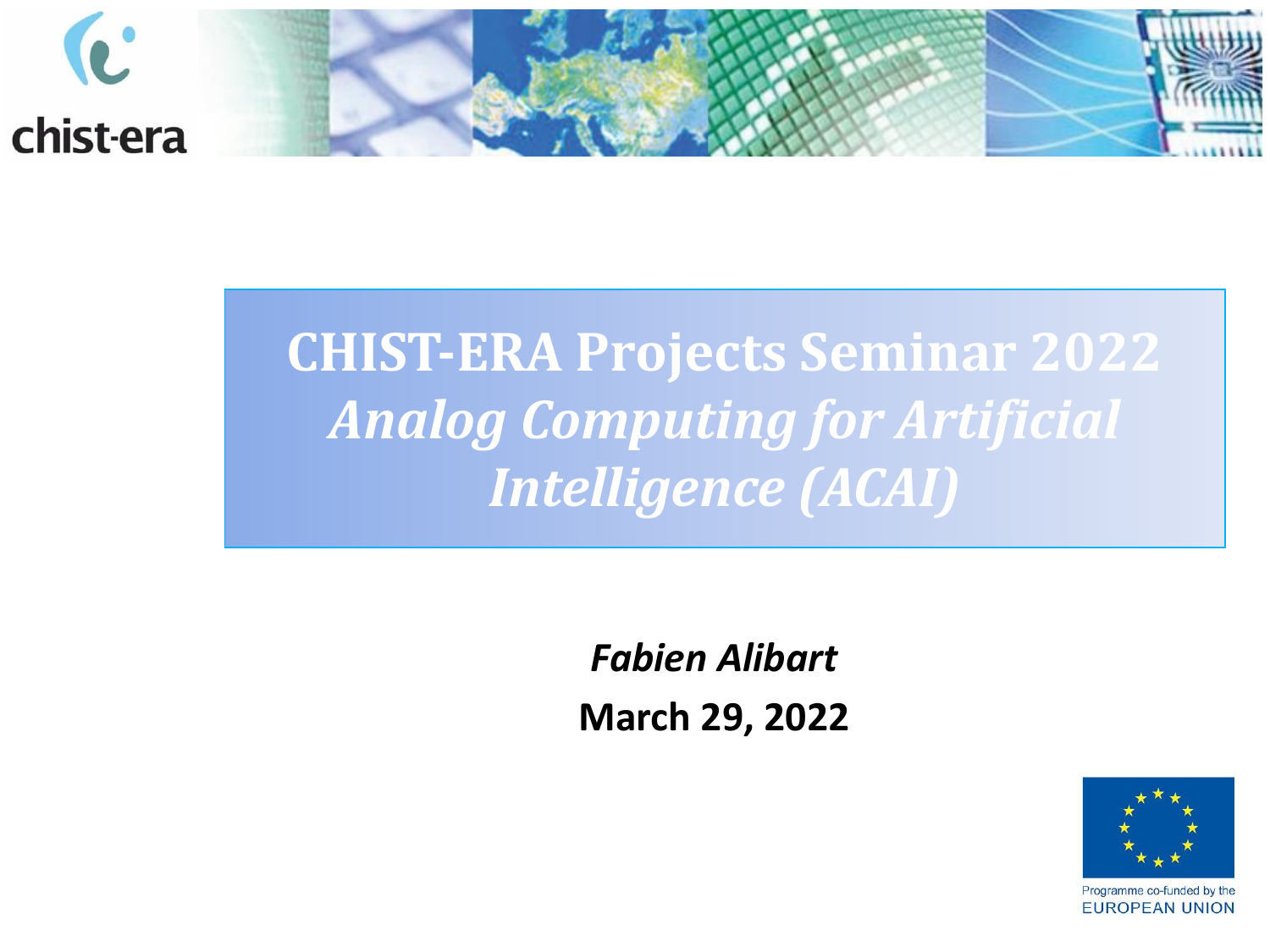chist-era

# CHIST-ERA Projects Seminar 2022

## *Analog Computing for Artificial Intelligence (ACAI)*

***Fabien Alibart***

**March 29, 2022**

Programme co-funded by the EUROPEAN UNION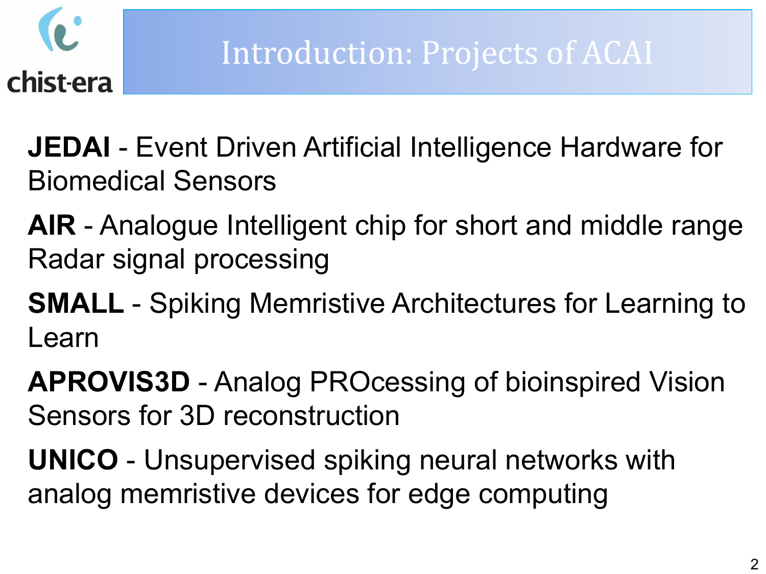# Introduction: Projects of ACAI

**JEDAI** - Event Driven Artificial Intelligence Hardware for Biomedical Sensors

**AIR** - Analogue Intelligent chip for short and middle range Radar signal processing

**SMALL** - Spiking Memristive Architectures for Learning to Learn

**APROVIS3D** - Analog PROcessing of bioinspired Vision Sensors for 3D reconstruction

**UNICO** - Unsupervised spiking neural networks with analog memristive devices for edge computing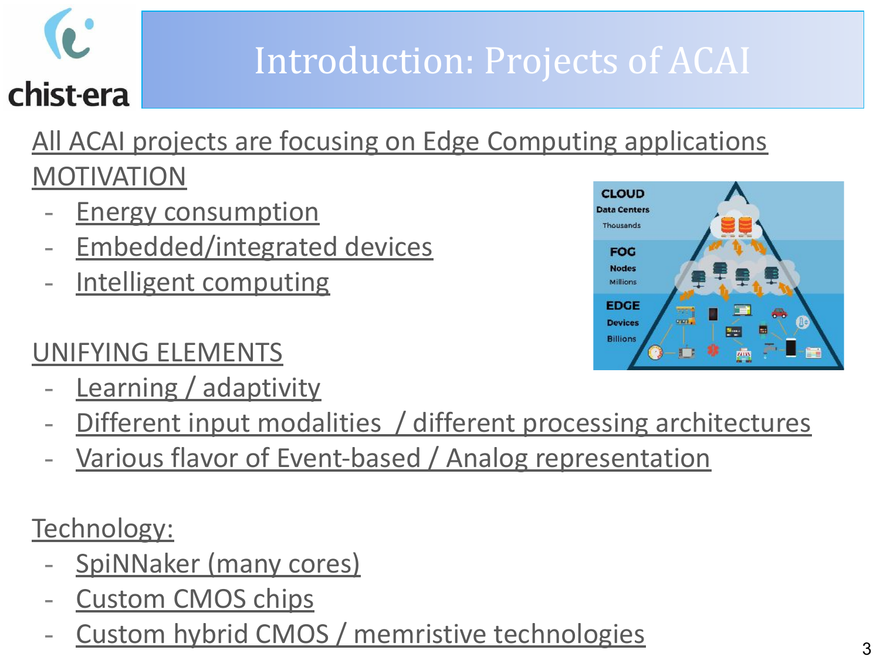# Introduction: Projects of ACAI

All ACAI projects are focusing on Edge Computing applications

MOTIVATION

- Energy consumption
- Embedded/integrated devices
- Intelligent computing

UNIFYING ELEMENTS

- Learning / adaptivity
- Different input modalities / different processing architectures
- Various flavor of Event-based / Analog representation

Technology:

- SpiNNaker (many cores)
- Custom CMOS chips
- Custom hybrid CMOS / memristive technologies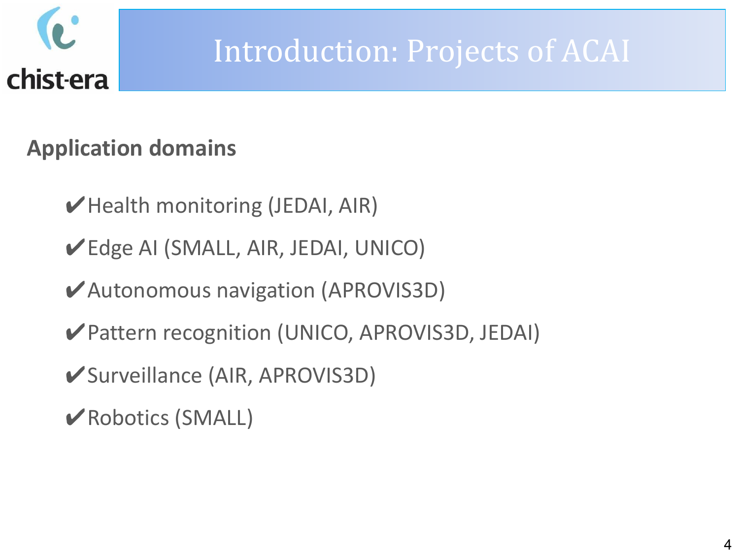# Introduction: Projects of ACAI

## Application domains

- ✔Health monitoring (JEDAI, AIR)
- ✔Edge AI (SMALL, AIR, JEDAI, UNICO)
- ✔Autonomous navigation (APROVIS3D)
- ✔Pattern recognition (UNICO, APROVIS3D, JEDAI)
- ✔Surveillance (AIR, APROVIS3D)
- ✔Robotics (SMALL)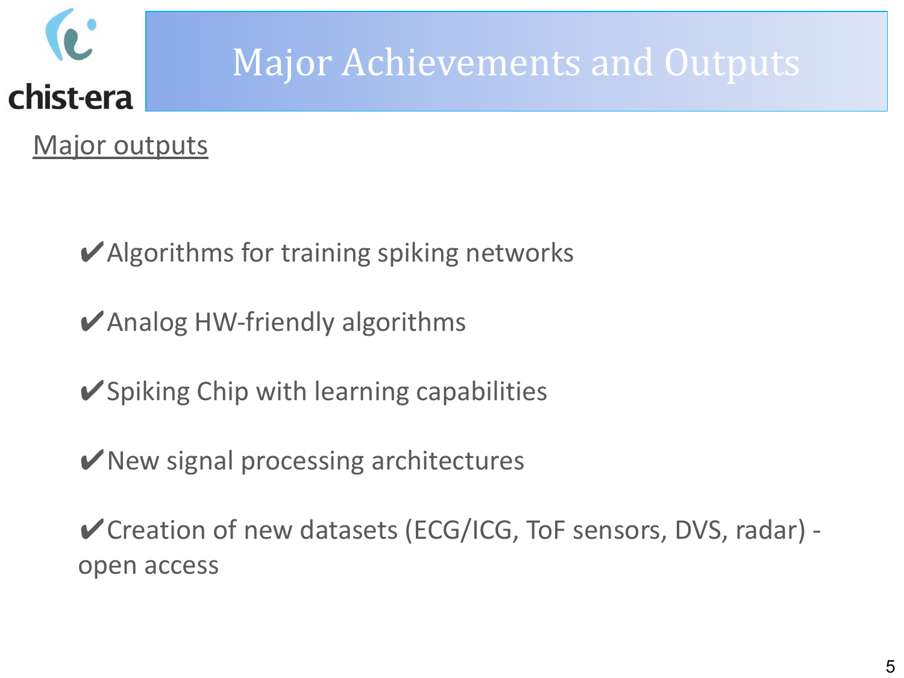# Major Achievements and Outputs

<u>Major outputs</u>

- ✔Algorithms for training spiking networks
- ✔Analog HW-friendly algorithms
- ✔Spiking Chip with learning capabilities
- ✔New signal processing architectures
- ✔Creation of new datasets (ECG/ICG, ToF sensors, DVS, radar) - open access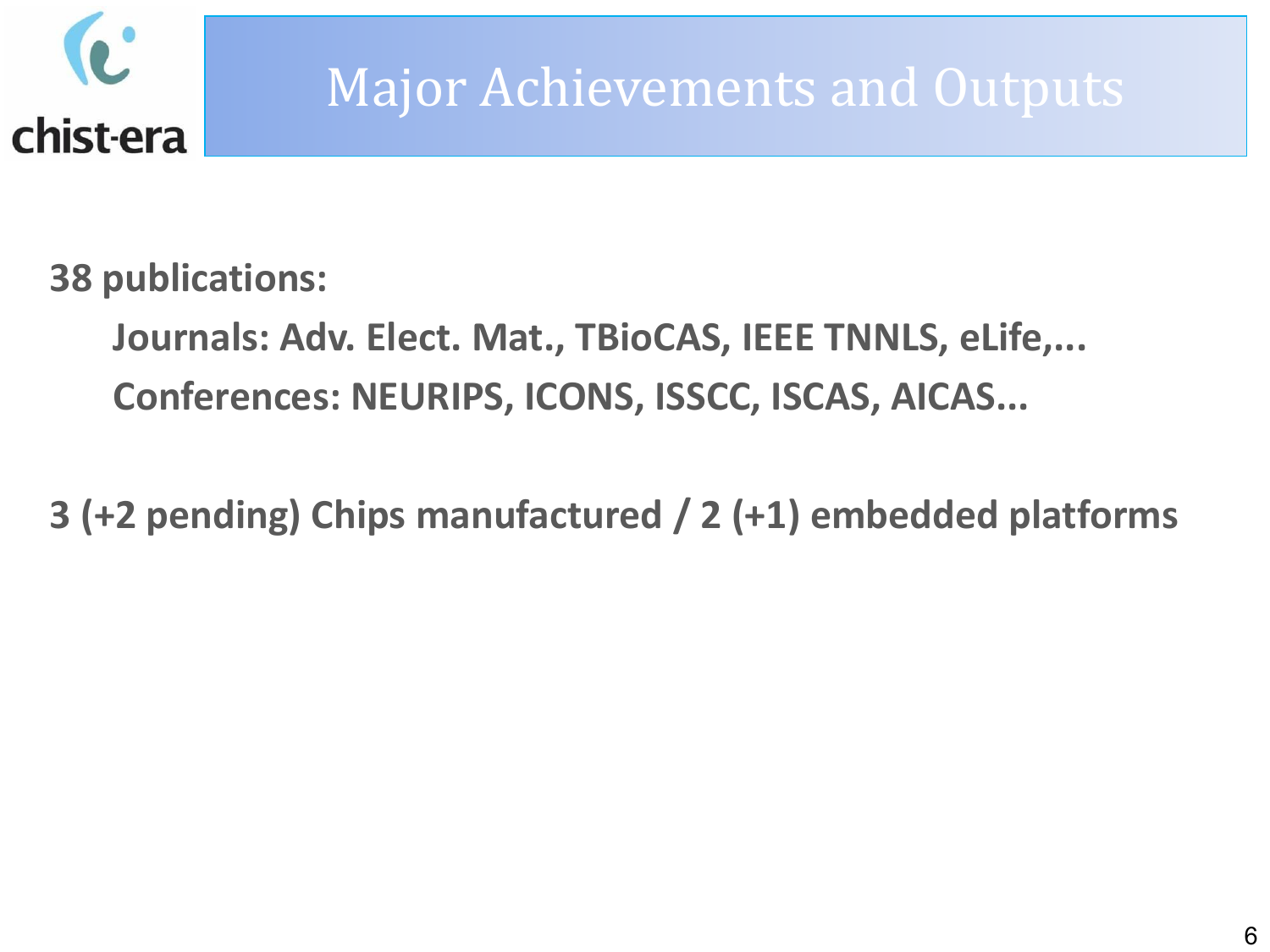# Major Achievements and Outputs

**38 publications:**

- **Journals: Adv. Elect. Mat., TBioCAS, IEEE TNNLS, eLife,...**
- **Conferences: NEURIPS, ICONS, ISSCC, ISCAS, AICAS...**

**3 (+2 pending) Chips manufactured / 2 (+1) embedded platforms**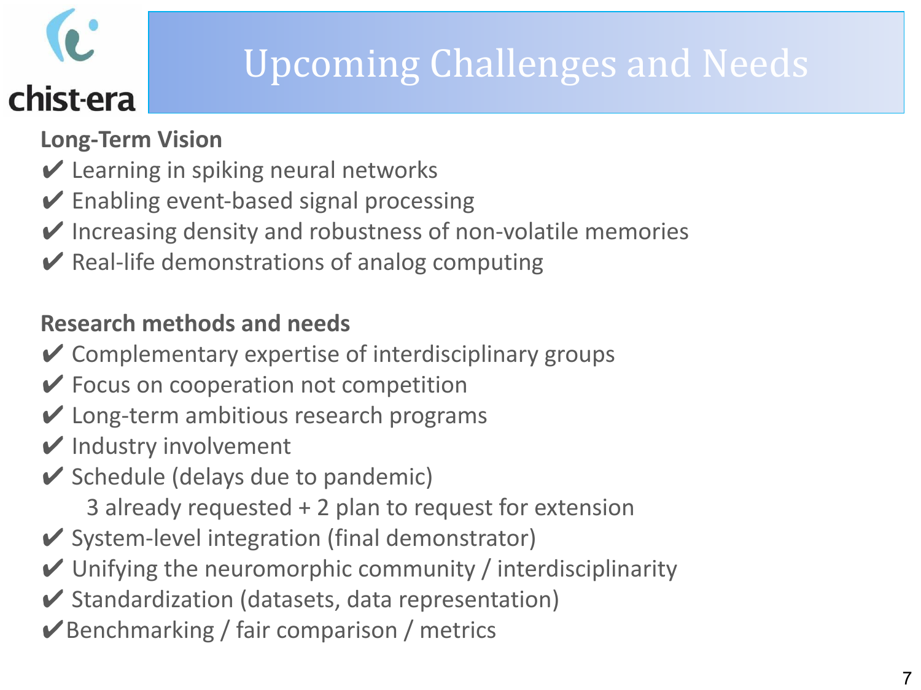# Upcoming Challenges and Needs

**Long-Term Vision**

- ✔ Learning in spiking neural networks
- ✔ Enabling event-based signal processing
- ✔ Increasing density and robustness of non-volatile memories
- ✔ Real-life demonstrations of analog computing

**Research methods and needs**

- ✔ Complementary expertise of interdisciplinary groups
- ✔ Focus on cooperation not competition
- ✔ Long-term ambitious research programs
- ✔ Industry involvement
- ✔ Schedule (delays due to pandemic)
  3 already requested + 2 plan to request for extension
- ✔ System-level integration (final demonstrator)
- ✔ Unifying the neuromorphic community / interdisciplinarity
- ✔ Standardization (datasets, data representation)
- ✔ Benchmarking / fair comparison / metrics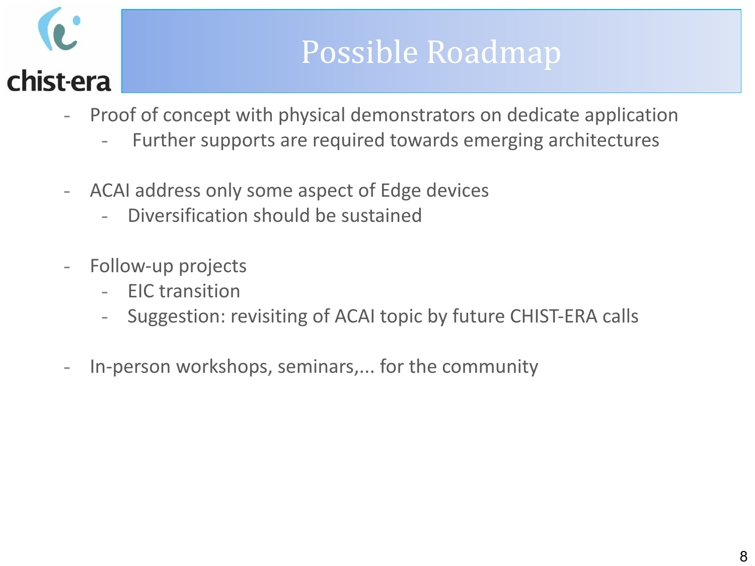# Possible Roadmap

- Proof of concept with physical demonstrators on dedicate application
  - Further supports are required towards emerging architectures

- ACAI address only some aspect of Edge devices
  - Diversification should be sustained

- Follow-up projects
  - EIC transition
  - Suggestion: revisiting of ACAI topic by future CHIST-ERA calls

- In-person workshops, seminars,... for the community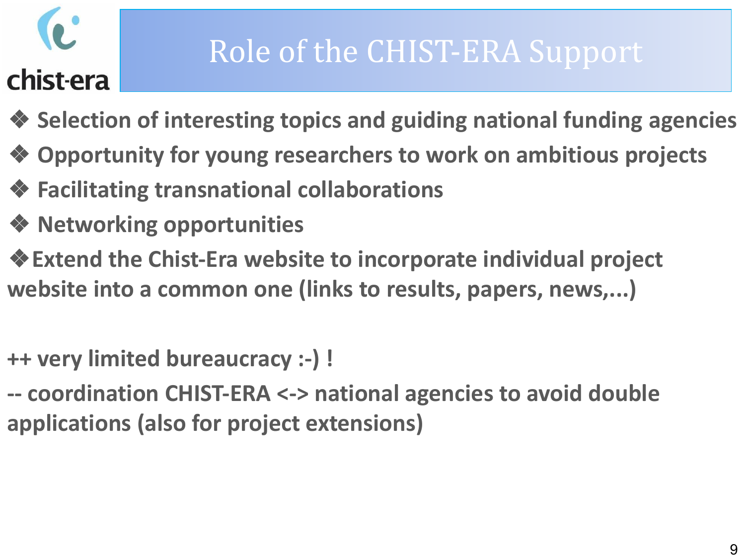# Role of the CHIST-ERA Support

- **Selection of interesting topics and guiding national funding agencies**
- **Opportunity for young researchers to work on ambitious projects**
- **Facilitating transnational collaborations**
- **Networking opportunities**
- **Extend the Chist-Era website to incorporate individual project website into a common one (links to results, papers, news,...)**

**++ very limited bureaucracy :-) !**

**-- coordination CHIST-ERA <-> national agencies to avoid double applications (also for project extensions)**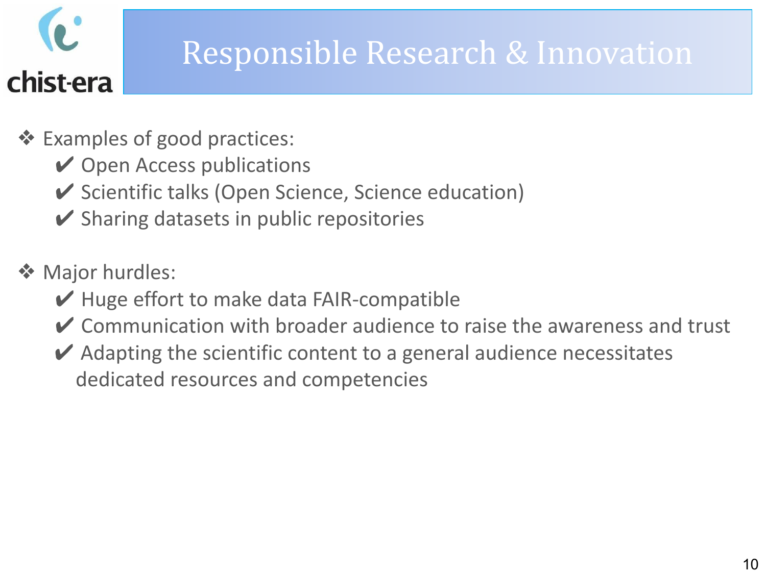# Responsible Research & Innovation

- Examples of good practices:
  - ✔ Open Access publications
  - ✔ Scientific talks (Open Science, Science education)
  - ✔ Sharing datasets in public repositories

- Major hurdles:
  - ✔ Huge effort to make data FAIR-compatible
  - ✔ Communication with broader audience to raise the awareness and trust
  - ✔ Adapting the scientific content to a general audience necessitates dedicated resources and competencies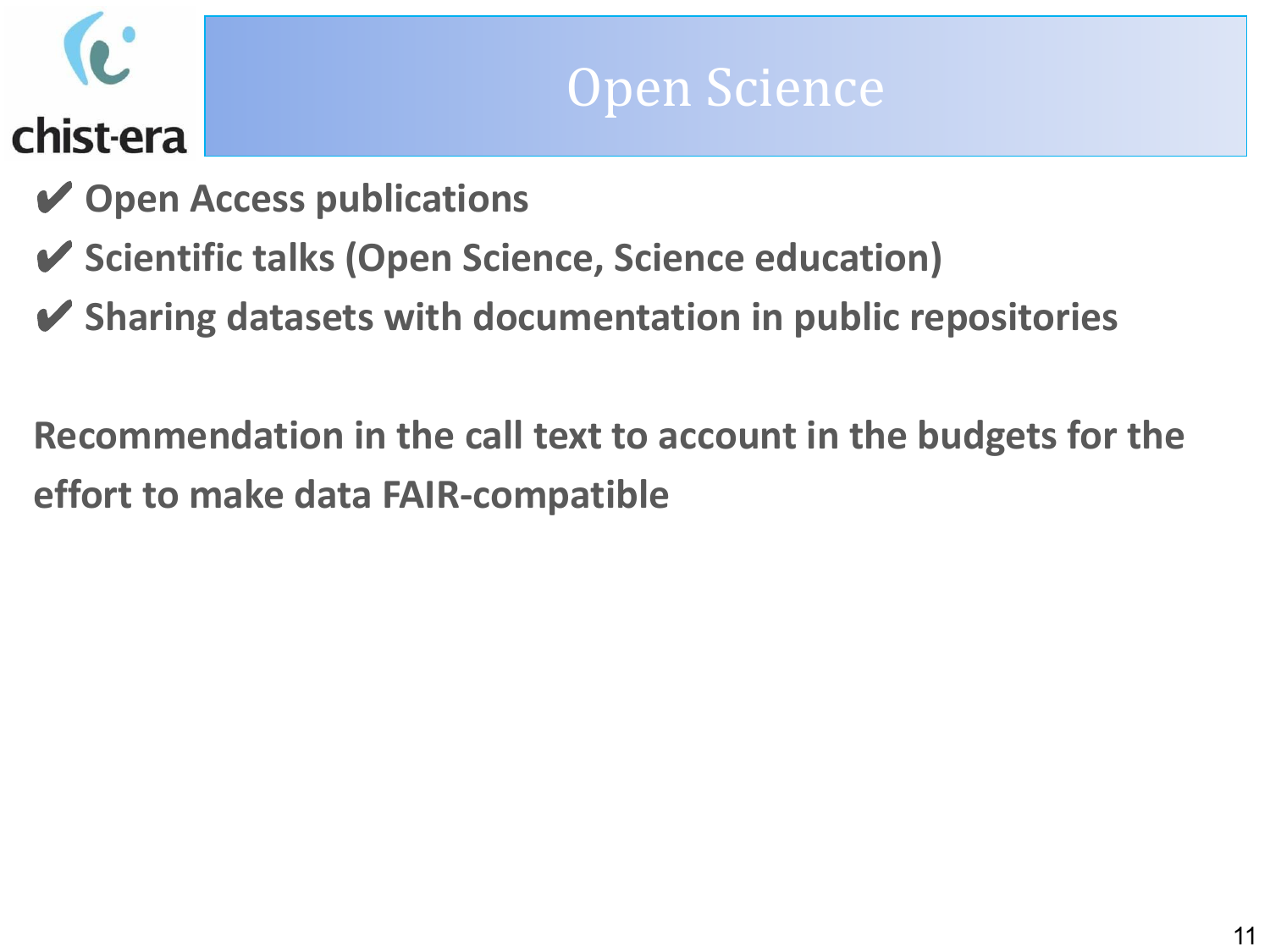# Open Science

- ✔ **Open Access publications**
- ✔ **Scientific talks (Open Science, Science education)**
- ✔ **Sharing datasets with documentation in public repositories**

**Recommendation in the call text to account in the budgets for the effort to make data FAIR-compatible**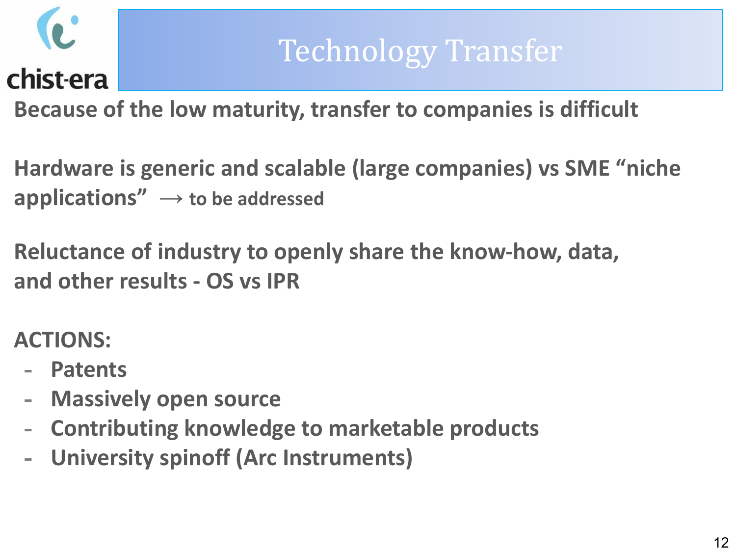# Technology Transfer

**Because of the low maturity, transfer to companies is difficult**

**Hardware is generic and scalable (large companies) vs SME "niche applications"** $\longrightarrow$ **to be addressed**

**Reluctance of industry to openly share the know-how, data, and other results - OS vs IPR**

**ACTIONS:**

- **Patents**
- **Massively open source**
- **Contributing knowledge to marketable products**
- **University spinoff (Arc Instruments)**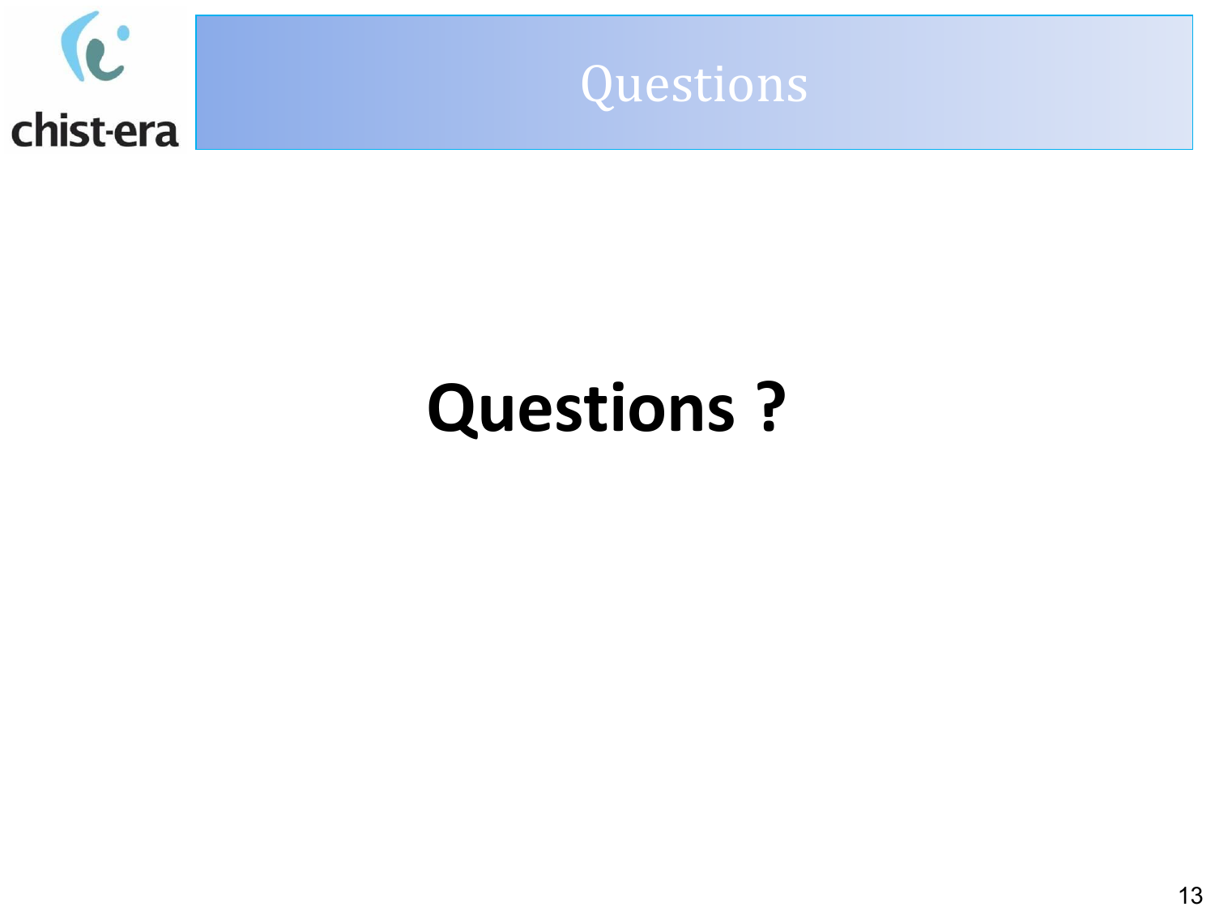# Questions

**Questions ?**